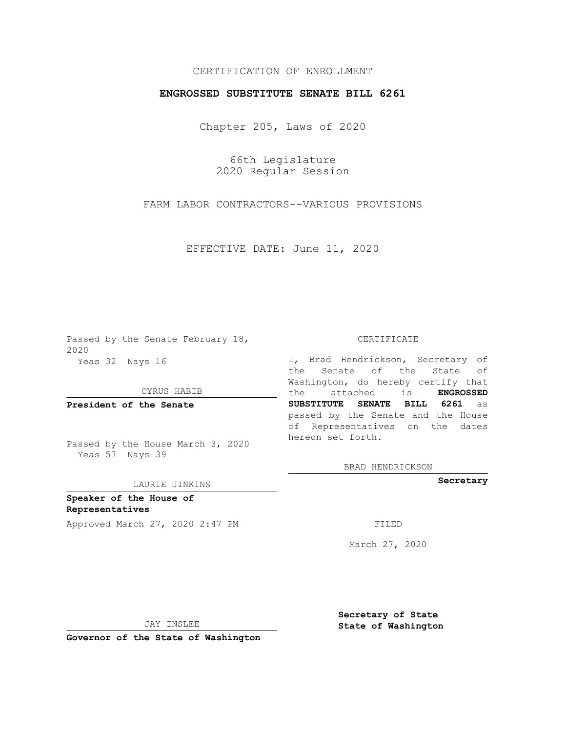CERTIFICATION OF ENROLLMENT

**ENGROSSED SUBSTITUTE SENATE BILL 6261**

Chapter 205, Laws of 2020

66th Legislature
2020 Regular Session

FARM LABOR CONTRACTORS--VARIOUS PROVISIONS

EFFECTIVE DATE: June 11, 2020

Passed by the Senate February 18, 2020
Yeas 32 Nays 16

CYRUS HABIB

**President of the Senate**

Passed by the House March 3, 2020
Yeas 57 Nays 39

LAURIE JINKINS

**Speaker of the House of Representatives**

Approved March 27, 2020 2:47 PM

JAY INSLEE

**Governor of the State of Washington**

CERTIFICATE

I, Brad Hendrickson, Secretary of the Senate of the State of Washington, do hereby certify that the attached is **ENGROSSED SUBSTITUTE SENATE BILL 6261** as passed by the Senate and the House of Representatives on the dates hereon set forth.

BRAD HENDRICKSON

**Secretary**

FILED

March 27, 2020

**Secretary of State State of Washington**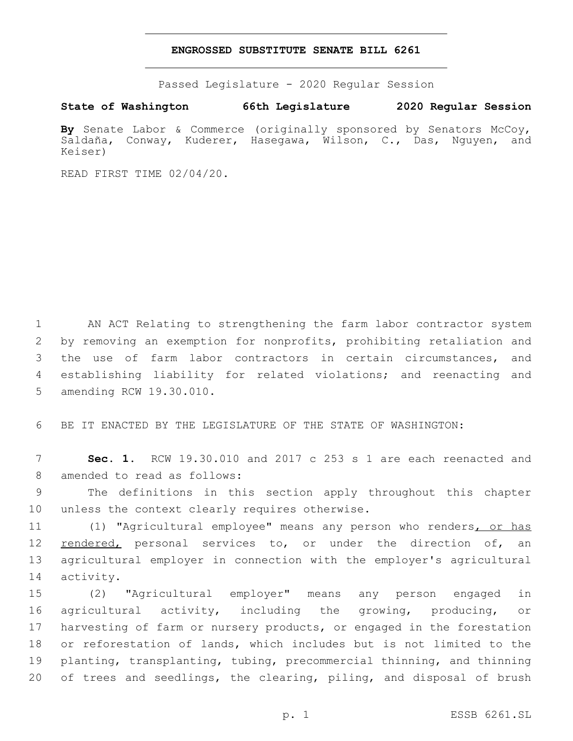# ENGROSSED SUBSTITUTE SENATE BILL 6261

Passed Legislature - 2020 Regular Session

**State of Washington 66th Legislature 2020 Regular Session**

**By** Senate Labor & Commerce (originally sponsored by Senators McCoy, Saldaña, Conway, Kuderer, Hasegawa, Wilson, C., Das, Nguyen, and Keiser)

READ FIRST TIME 02/04/20.

AN ACT Relating to strengthening the farm labor contractor system by removing an exemption for nonprofits, prohibiting retaliation and the use of farm labor contractors in certain circumstances, and establishing liability for related violations; and reenacting and amending RCW 19.30.010.

BE IT ENACTED BY THE LEGISLATURE OF THE STATE OF WASHINGTON:

**Sec. 1.** RCW 19.30.010 and 2017 c 253 s 1 are each reenacted and amended to read as follows:

The definitions in this section apply throughout this chapter unless the context clearly requires otherwise.

(1) "Agricultural employee" means any person who renders<u>, or has rendered,</u> personal services to, or under the direction of, an agricultural employer in connection with the employer's agricultural activity.

(2) "Agricultural employer" means any person engaged in agricultural activity, including the growing, producing, or harvesting of farm or nursery products, or engaged in the forestation or reforestation of lands, which includes but is not limited to the planting, transplanting, tubing, precommercial thinning, and thinning of trees and seedlings, the clearing, piling, and disposal of brush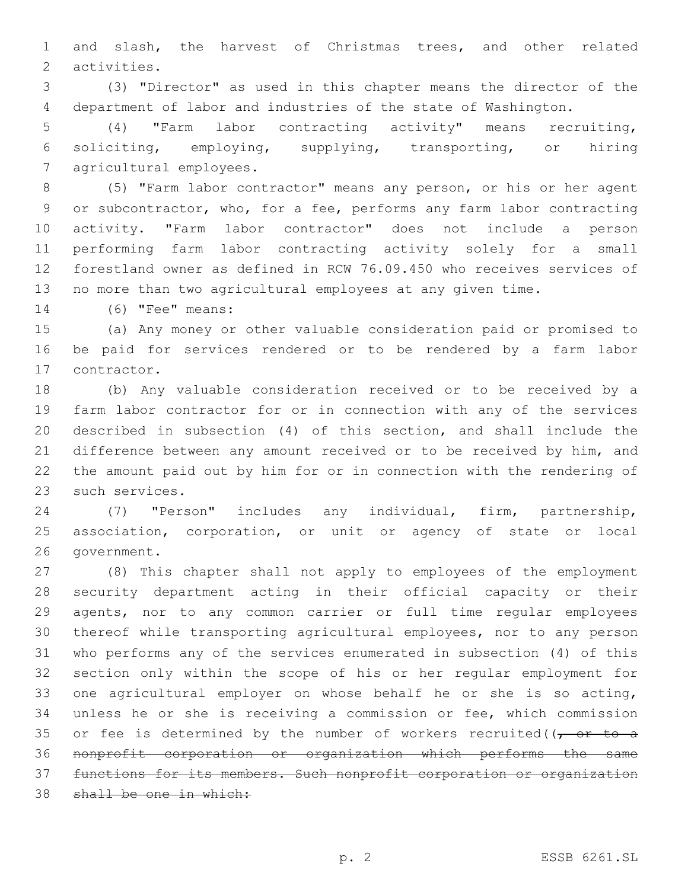and slash, the harvest of Christmas trees, and other related activities.

(3) "Director" as used in this chapter means the director of the department of labor and industries of the state of Washington.

(4) "Farm labor contracting activity" means recruiting, soliciting, employing, supplying, transporting, or hiring agricultural employees.

(5) "Farm labor contractor" means any person, or his or her agent or subcontractor, who, for a fee, performs any farm labor contracting activity. "Farm labor contractor" does not include a person performing farm labor contracting activity solely for a small forestland owner as defined in RCW 76.09.450 who receives services of no more than two agricultural employees at any given time.

(6) "Fee" means:

(a) Any money or other valuable consideration paid or promised to be paid for services rendered or to be rendered by a farm labor contractor.

(b) Any valuable consideration received or to be received by a farm labor contractor for or in connection with any of the services described in subsection (4) of this section, and shall include the difference between any amount received or to be received by him, and the amount paid out by him for or in connection with the rendering of such services.

(7) "Person" includes any individual, firm, partnership, association, corporation, or unit or agency of state or local government.

(8) This chapter shall not apply to employees of the employment security department acting in their official capacity or their agents, nor to any common carrier or full time regular employees thereof while transporting agricultural employees, nor to any person who performs any of the services enumerated in subsection (4) of this section only within the scope of his or her regular employment for one agricultural employer on whose behalf he or she is so acting, unless he or she is receiving a commission or fee, which commission or fee is determined by the number of workers recruited((~~, or to a nonprofit corporation or organization which performs the same functions for its members. Such nonprofit corporation or organization shall be one in which:~~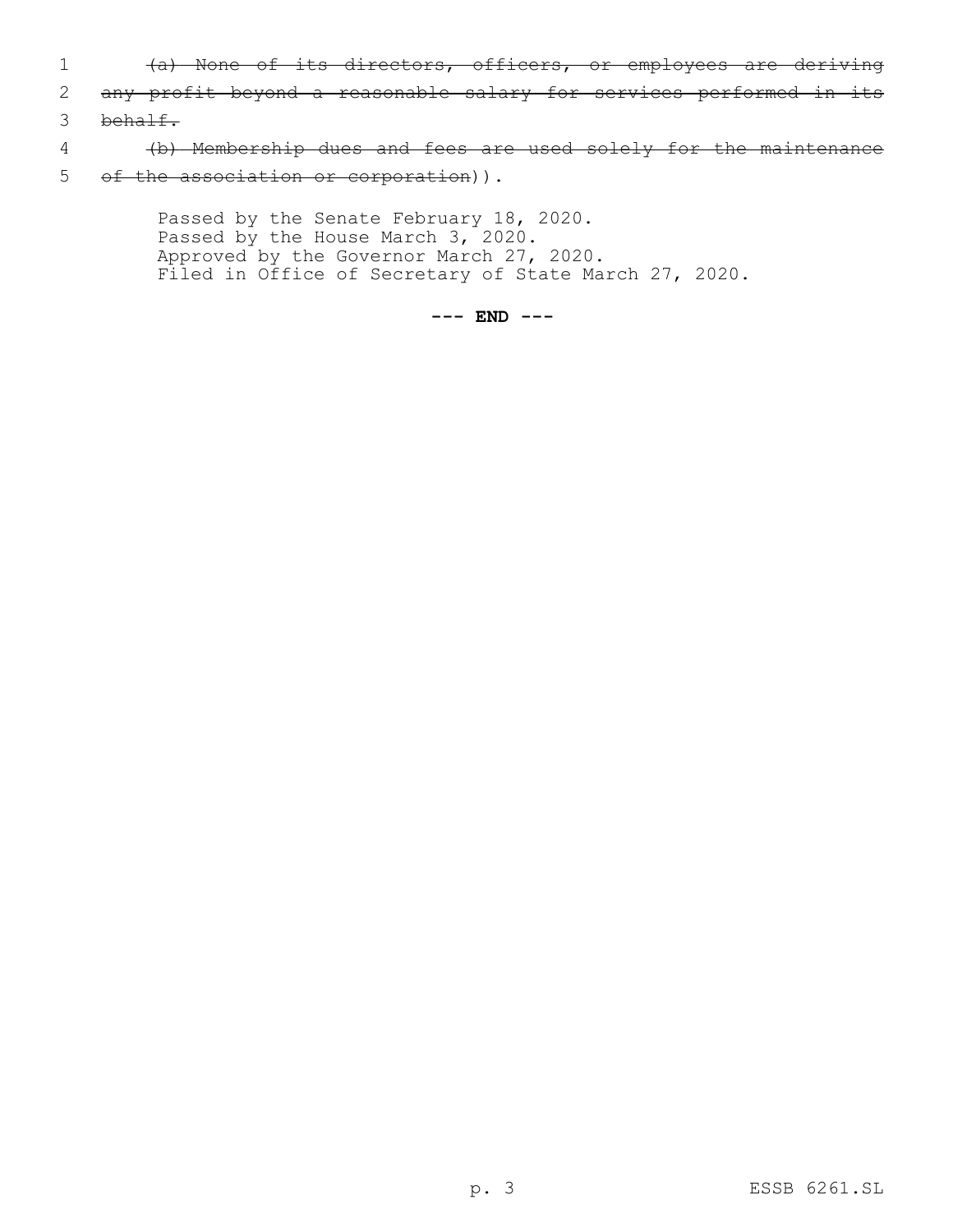~~(a) None of its directors, officers, or employees are deriving any profit beyond a reasonable salary for services performed in its behalf.~~

~~(b) Membership dues and fees are used solely for the maintenance of the association or corporation~~)).

Passed by the Senate February 18, 2020.
Passed by the House March 3, 2020.
Approved by the Governor March 27, 2020.
Filed in Office of Secretary of State March 27, 2020.

**--- END ---**